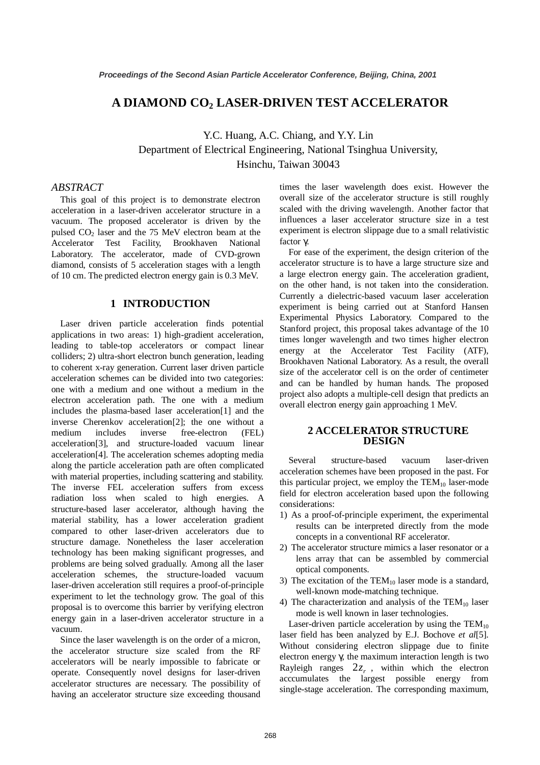# A DIAMOND $CO_2$ LASER-DRIVEN TEST ACCELERATOR

Y.C. Huang, A.C. Chiang, and Y.Y. Lin
Department of Electrical Engineering, National Tsinghua University,
Hsinchu, Taiwan 30043

## *ABSTRACT*

This goal of this project is to demonstrate electron acceleration in a laser-driven accelerator structure in a vacuum. The proposed accelerator is driven by the pulsed $CO_2$ laser and the 75 MeV electron beam at the Accelerator Test Facility, Brookhaven National Laboratory. The accelerator, made of CVD-grown diamond, consists of 5 acceleration stages with a length of 10 cm. The predicted electron energy gain is 0.3 MeV.

## 1 INTRODUCTION

Laser driven particle acceleration finds potential applications in two areas: 1) high-gradient acceleration, leading to table-top accelerators or compact linear colliders; 2) ultra-short electron bunch generation, leading to coherent x-ray generation. Current laser driven particle acceleration schemes can be divided into two categories: one with a medium and one without a medium in the electron acceleration path. The one with a medium includes the plasma-based laser acceleration[1] and the inverse Cherenkov acceleration[2]; the one without a medium includes inverse free-electron (FEL) acceleration[3], and structure-loaded vacuum linear acceleration[4]. The acceleration schemes adopting media along the particle acceleration path are often complicated with material properties, including scattering and stability. The inverse FEL acceleration suffers from excess radiation loss when scaled to high energies. A structure-based laser accelerator, although having the material stability, has a lower acceleration gradient compared to other laser-driven accelerators due to structure damage. Nonetheless the laser acceleration technology has been making significant progresses, and problems are being solved gradually. Among all the laser acceleration schemes, the structure-loaded vacuum laser-driven acceleration still requires a proof-of-principle experiment to let the technology grow. The goal of this proposal is to overcome this barrier by verifying electron energy gain in a laser-driven accelerator structure in a vacuum.

Since the laser wavelength is on the order of a micron, the accelerator structure size scaled from the RF accelerators will be nearly impossible to fabricate or operate. Consequently novel designs for laser-driven accelerator structures are necessary. The possibility of having an accelerator structure size exceeding thousand times the laser wavelength does exist. However the overall size of the accelerator structure is still roughly scaled with the driving wavelength. Another factor that influences a laser accelerator structure size in a test experiment is electron slippage due to a small relativistic factor $\gamma$.

For ease of the experiment, the design criterion of the accelerator structure is to have a large structure size and a large electron energy gain. The acceleration gradient, on the other hand, is not taken into the consideration. Currently a dielectric-based vacuum laser acceleration experiment is being carried out at Stanford Hansen Experimental Physics Laboratory. Compared to the Stanford project, this proposal takes advantage of the 10 times longer wavelength and two times higher electron energy at the Accelerator Test Facility (ATF), Brookhaven National Laboratory. As a result, the overall size of the accelerator cell is on the order of centimeter and can be handled by human hands. The proposed project also adopts a multiple-cell design that predicts an overall electron energy gain approaching 1 MeV.

## 2 ACCELERATOR STRUCTURE DESIGN

Several structure-based vacuum laser-driven acceleration schemes have been proposed in the past. For this particular project, we employ the $TEM_{10}$ laser-mode field for electron acceleration based upon the following considerations:

1) As a proof-of-principle experiment, the experimental results can be interpreted directly from the mode concepts in a conventional RF accelerator.
2) The accelerator structure mimics a laser resonator or a lens array that can be assembled by commercial optical components.
3) The excitation of the $TEM_{10}$ laser mode is a standard, well-known mode-matching technique.
4) The characterization and analysis of the $TEM_{10}$ laser mode is well known in laser technologies.

Laser-driven particle acceleration by using the $TEM_{10}$ laser field has been analyzed by E.J. Bochove *et al*[5]. Without considering electron slippage due to finite electron energy $\gamma$, the maximum interaction length is two Rayleigh ranges $2z_r$, within which the electron acccumulates the largest possible energy from single-stage acceleration. The corresponding maximum,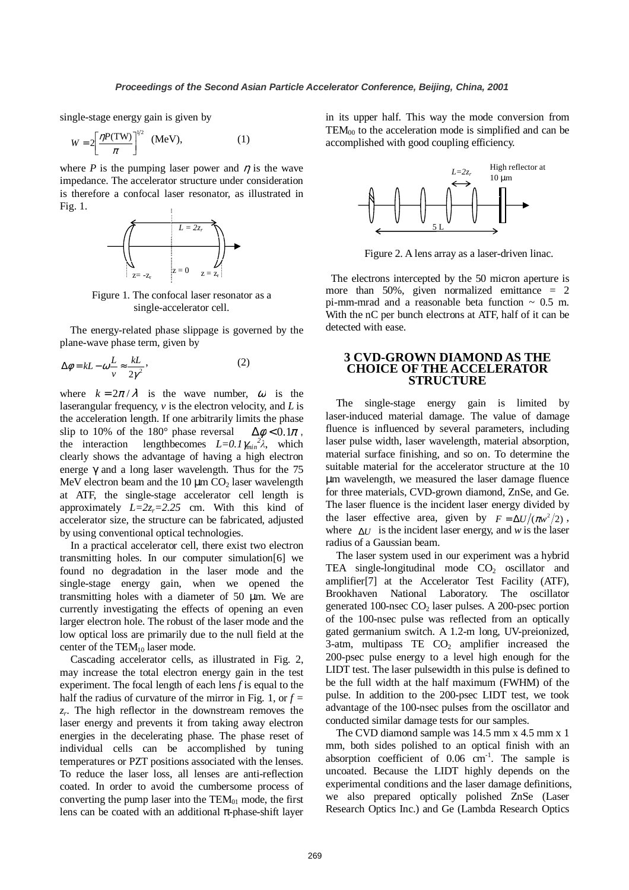single-stage energy gain is given by

$$W = 2\left[\frac{\eta P(\mathrm{TW})}{\pi}\right]^{1/2} \quad (\mathrm{MeV}), \qquad (1)$$

where $P$ is the pumping laser power and $\eta$ is the wave impedance. The accelerator structure under consideration is therefore a confocal laser resonator, as illustrated in Fig. 1.

Figure 1. The confocal laser resonator as a single-accelerator cell.

The energy-related phase slippage is governed by the plane-wave phase term, given by

$$\Delta\phi = kL - \omega\frac{L}{v} \approx \frac{kL}{2\gamma^2}, \qquad (2)$$

where $k = 2\pi/\lambda$ is the wave number, $\omega$ is the laserangular frequency, $v$ is the electron velocity, and $L$ is the acceleration length. If one arbitrarily limits the phase slip to 10% of the 180° phase reversal $\Delta\phi < 0.1\pi$, the interaction lengthbecomes $L=0.1\gamma_{min}^2\lambda$, which clearly shows the advantage of having a high electron energe $\gamma$ and a long laser wavelength. Thus for the 75 MeV electron beam and the 10 μm $CO_2$ laser wavelength at ATF, the single-stage accelerator cell length is approximately $L=2z_r=2.25$ cm. With this kind of accelerator size, the structure can be fabricated, adjusted by using conventional optical technologies.

In a practical accelerator cell, there exist two electron transmitting holes. In our computer simulation[6] we found no degradation in the laser mode and the single-stage energy gain, when we opened the transmitting holes with a diameter of 50 μm. We are currently investigating the effects of opening an even larger electron hole. The robust of the laser mode and the low optical loss are primarily due to the null field at the center of the $TEM_{10}$ laser mode.

Cascading accelerator cells, as illustrated in Fig. 2, may increase the total electron energy gain in the test experiment. The focal length of each lens $f$ is equal to the half the radius of curvature of the mirror in Fig. 1, or $f = z_r$. The high reflector in the downstream removes the laser energy and prevents it from taking away electron energies in the decelerating phase. The phase reset of individual cells can be accomplished by tuning temperatures or PZT positions associated with the lenses. To reduce the laser loss, all lenses are anti-reflection coated. In order to avoid the cumbersome process of converting the pump laser into the $TEM_{01}$ mode, the first lens can be coated with an additional π-phase-shift layer in its upper half. This way the mode conversion from $TEM_{00}$ to the acceleration mode is simplified and can be accomplished with good coupling efficiency.

Figure 2. A lens array as a laser-driven linac.

The electrons intercepted by the 50 micron aperture is more than 50%, given normalized emittance = 2 pi-mm-mrad and a reasonable beta function ~ 0.5 m. With the nC per bunch electrons at ATF, half of it can be detected with ease.

## 3 CVD-GROWN DIAMOND AS THE CHOICE OF THE ACCELERATOR STRUCTURE

The single-stage energy gain is limited by laser-induced material damage. The value of damage fluence is influenced by several parameters, including laser pulse width, laser wavelength, material absorption, material surface finishing, and so on. To determine the suitable material for the accelerator structure at the 10 μm wavelength, we measured the laser damage fluence for three materials, CVD-grown diamond, ZnSe, and Ge. The laser fluence is the incident laser energy divided by the laser effective area, given by $F = \Delta U/(\pi w^2/2)$, where $\Delta U$ is the incident laser energy, and $w$ is the laser radius of a Gaussian beam.

The laser system used in our experiment was a hybrid TEA single-longitudinal mode $CO_2$ oscillator and amplifier[7] at the Accelerator Test Facility (ATF), Brookhaven National Laboratory. The oscillator generated 100-nsec $CO_2$ laser pulses. A 200-psec portion of the 100-nsec pulse was reflected from an optically gated germanium switch. A 1.2-m long, UV-preionized, 3-atm, multipass TE $CO_2$ amplifier increased the 200-psec pulse energy to a level high enough for the LIDT test. The laser pulsewidth in this pulse is defined to be the full width at the half maximum (FWHM) of the pulse. In addition to the 200-psec LIDT test, we took advantage of the 100-nsec pulses from the oscillator and conducted similar damage tests for our samples.

The CVD diamond sample was 14.5 mm x 4.5 mm x 1 mm, both sides polished to an optical finish with an absorption coefficient of 0.06 $cm^{-1}$. The sample is uncoated. Because the LIDT highly depends on the experimental conditions and the laser damage definitions, we also prepared optically polished ZnSe (Laser Research Optics Inc.) and Ge (Lambda Research Optics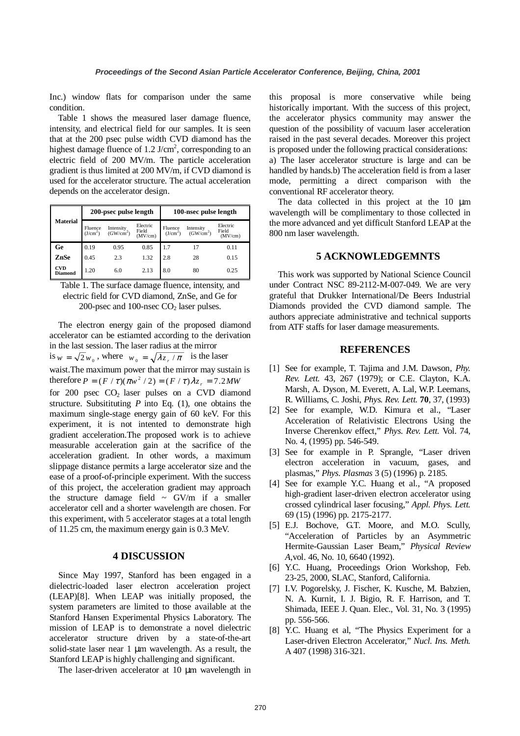Inc.) window flats for comparison under the same condition.

Table 1 shows the measured laser damage fluence, intensity, and electrical field for our samples. It is seen that at the 200 psec pulse width CVD diamond has the highest damage fluence of 1.2 J/cm$^2$, corresponding to an electric field of 200 MV/m. The particle acceleration gradient is thus limited at 200 MV/m, if CVD diamond is used for the accelerator structure. The actual acceleration depends on the accelerator design.

| Material | 200-psec pulse length | | | 100-nsec pulse length | | |
|---|---|---|---|---|---|---|
| | Fluence (J/cm$^2$) | Intensity (GW/cm$^2$) | Electric Field (MV/cm) | Fluence (J/cm$^2$) | Intensity (GW/cm$^2$) | Electric Field (MV/cm) |
| **Ge** | 0.19 | 0.95 | 0.85 | 1.7 | 17 | 0.11 |
| **ZnSe** | 0.45 | 2.3 | 1.32 | 2.8 | 28 | 0.15 |
| **CVD Diamond** | 1.20 | 6.0 | 2.13 | 8.0 | 80 | 0.25 |

Table 1. The surface damage fluence, intensity, and electric field for CVD diamond, ZnSe, and Ge for 200-psec and 100-nsec $CO_2$ laser pulses.

The electron energy gain of the proposed diamond accelerator can be estiamted according to the derivation in the last session. The laser radius at the mirror is $w = \sqrt{2}w_0$, where $w_0 = \sqrt{\lambda z_r / \pi}$ is the laser waist.The maximum power that the mirror may sustain is therefore $P = (F/\tau)(\pi w^2/2) = (F/\tau)\lambda z_r = 7.2MW$ for 200 psec $CO_2$ laser pulses on a CVD diamond structure. Subsitituting *P* into Eq. (1), one obtains the maximum single-stage energy gain of 60 keV. For this experiment, it is not intented to demonstrate high gradient acceleration.The proposed work is to achieve measurable acceleration gain at the sacrifice of the acceleration gradient. In other words, a maximum slippage distance permits a large accelerator size and the ease of a proof-of-principle experiment. With the success of this project, the acceleration gradient may approach the structure damage field ~ GV/m if a smaller accelerator cell and a shorter wavelength are chosen. For this experiment, with 5 accelerator stages at a total length of 11.25 cm, the maximum energy gain is 0.3 MeV.

## 4 DISCUSSION

Since May 1997, Stanford has been engaged in a dielectric-loaded laser electron acceleration project (LEAP)[8]. When LEAP was initially proposed, the system parameters are limited to those available at the Stanford Hansen Experimental Physics Laboratory. The mission of LEAP is to demonstrate a novel dielectric accelerator structure driven by a state-of-the-art solid-state laser near 1 μm wavelength. As a result, the Stanford LEAP is highly challenging and significant.

The laser-driven accelerator at 10 μm wavelength in this proposal is more conservative while being historically important. With the success of this project, the accelerator physics community may answer the question of the possibility of vacuum laser acceleration raised in the past several decades. Moreover this project is proposed under the following practical considerations:
a) The laser accelerator structure is large and can be handled by hands.b) The acceleration field is from a laser mode, permitting a direct comparison with the conventional RF accelerator theory.

The data collected in this project at the 10 μm wavelength will be complimentary to those collected in the more advanced and yet difficult Stanford LEAP at the 800 nm laser wavelength.

## 5 ACKNOWLEDGEMNTS

This work was supported by National Science Council under Contract NSC 89-2112-M-007-049. We are very grateful that Drukker International/De Beers Industrial Diamonds provided the CVD diamond sample. The authors appreciate administrative and technical supports from ATF staffs for laser damage measurements.

## REFERENCES

[1] See for example, T. Tajima and J.M. Dawson, *Phy. Rev. Lett.* 43, 267 (1979); or C.E. Clayton, K.A. Marsh, A. Dyson, M. Everett, A. Lal, W.P. Leemans, R. Williams, C. Joshi, *Phys. Rev. Lett.* **70**, 37, (1993)

[2] See for example, W.D. Kimura et al., "Laser Acceleration of Relativistic Electrons Using the Inverse Cherenkov effect," *Phys. Rev. Lett.* Vol. 74, No. 4, (1995) pp. 546-549.

[3] See for example in P. Sprangle, "Laser driven electron acceleration in vacuum, gases, and plasmas," *Phys. Plasmas* 3 (5) (1996) p. 2185.

[4] See for example Y.C. Huang et al., "A proposed high-gradient laser-driven electron accelerator using crossed cylindrical laser focusing," *Appl. Phys. Lett.* 69 (15) (1996) pp. 2175-2177.

[5] E.J. Bochove, G.T. Moore, and M.O. Scully, "Acceleration of Particles by an Asymmetric Hermite-Gaussian Laser Beam," *Physical Review A*,vol. 46, No. 10, 6640 (1992).

[6] Y.C. Huang, Proceedings Orion Workshop, Feb. 23-25, 2000, SLAC, Stanford, California.

[7] I.V. Pogorelsky, J. Fischer, K. Kusche, M. Babzien, N. A. Kurnit, I. J. Bigio, R. F. Harrison, and T. Shimada, IEEE J. Quan. Elec., Vol. 31, No. 3 (1995) pp. 556-566.

[8] Y.C. Huang et al, "The Physics Experiment for a Laser-driven Electron Accelerator," *Nucl. Ins. Meth.* A 407 (1998) 316-321.